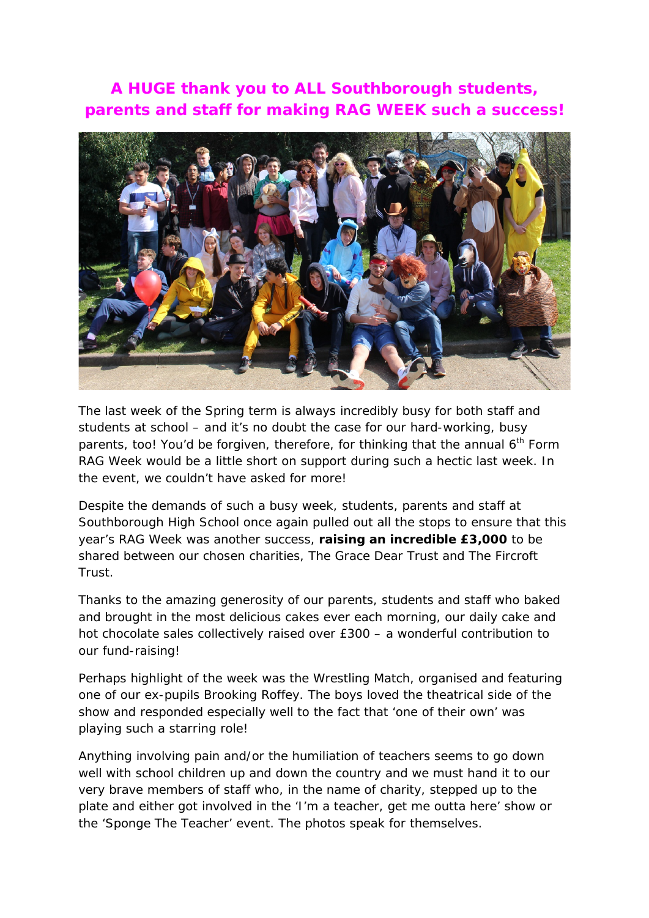# A HUGE thank you to ALL Southborough students, parents and staff for making RAG WEEK such a success!

The last week of the Spring term is always incredibly busy for both staff and students at school – and it's no doubt the case for our hard-working, busy parents, too! You'd be forgiven, therefore, for thinking that the annual 6th Form RAG Week would be a little short on support during such a hectic last week. In the event, we couldn't have asked for more!

Despite the demands of such a busy week, students, parents and staff at Southborough High School once again pulled out all the stops to ensure that this year's RAG Week was another success, **raising an incredible £3,000** to be shared between our chosen charities, The Grace Dear Trust and The Fircroft Trust.

Thanks to the amazing generosity of our parents, students and staff who baked and brought in the most delicious cakes ever each morning, our daily cake and hot chocolate sales collectively raised over £300 – a wonderful contribution to our fund-raising!

Perhaps highlight of the week was the Wrestling Match, organised and featuring one of our ex-pupils Brooking Roffey. The boys loved the theatrical side of the show and responded especially well to the fact that 'one of their own' was playing such a starring role!

Anything involving pain and/or the humiliation of teachers seems to go down well with school children up and down the country and we must hand it to our very brave members of staff who, in the name of charity, stepped up to the plate and either got involved in the 'I'm a teacher, get me outta here' show or the 'Sponge The Teacher' event. The photos speak for themselves.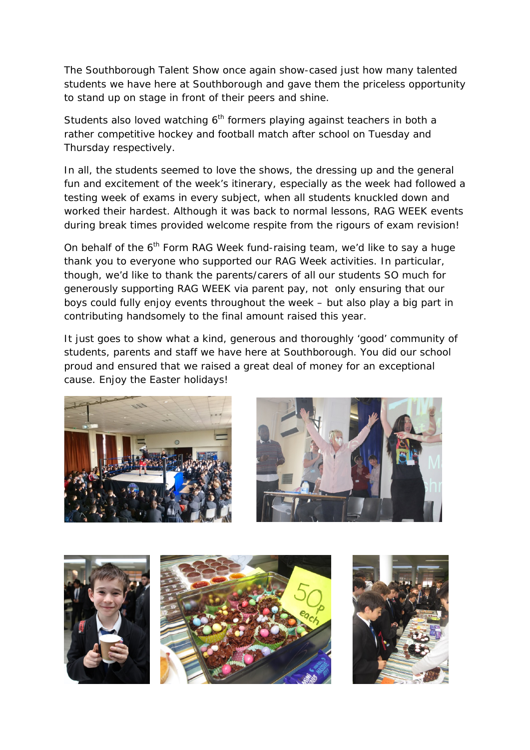The Southborough Talent Show once again show-cased just how many talented students we have here at Southborough and gave them the priceless opportunity to stand up on stage in front of their peers and shine.

Students also loved watching 6th formers playing against teachers in both a rather competitive hockey and football match after school on Tuesday and Thursday respectively.

In all, the students seemed to love the shows, the dressing up and the general fun and excitement of the week's itinerary, especially as the week had followed a testing week of exams in every subject, when all students knuckled down and worked their hardest. Although it was back to normal lessons, RAG WEEK events during break times provided welcome respite from the rigours of exam revision!

On behalf of the 6th Form RAG Week fund-raising team, we'd like to say a huge thank you to everyone who supported our RAG Week activities. In particular, though, we'd like to thank the parents/carers of all our students SO much for generously supporting RAG WEEK via parent pay, not only ensuring that our boys could fully enjoy events throughout the week – but also play a big part in contributing handsomely to the final amount raised this year.

It just goes to show what a kind, generous and thoroughly 'good' community of students, parents and staff we have here at Southborough. You did our school proud and ensured that we raised a great deal of money for an exceptional cause. Enjoy the Easter holidays!